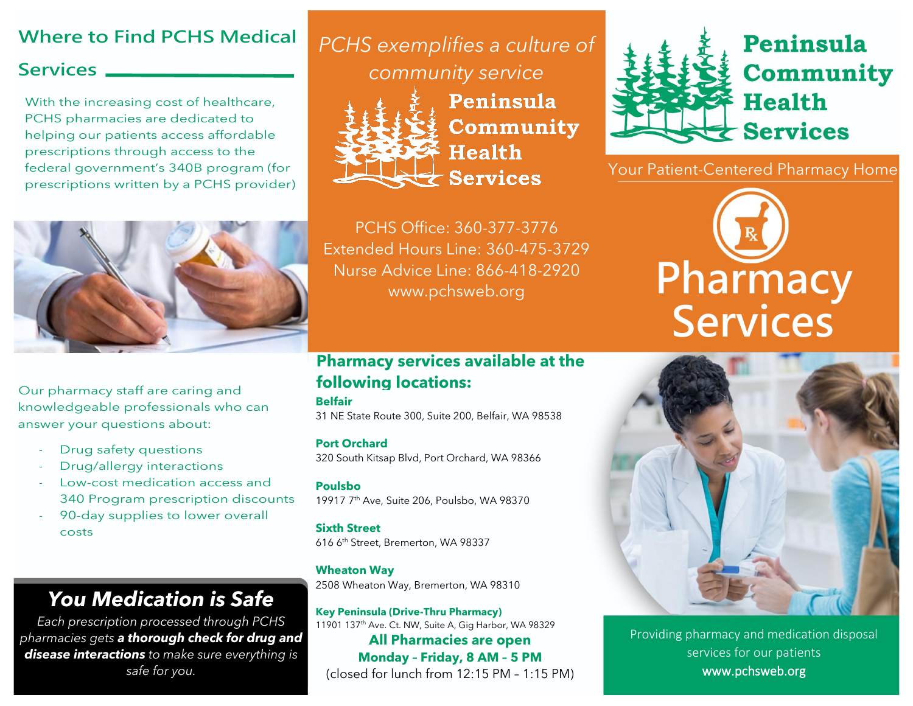## Where to Find PCHS Medical Services

With the increasing cost of healthcare, PCHS pharmacies are dedicated to helping our patients access affordable prescriptions through access to the federal government's 340B program (for prescriptions written by a PCHS provider)

Our pharmacy staff are caring and knowledgeable professionals who can answer your questions about:

- Drug safety questions
- Drug/allergy interactions
- Low-cost medication access and 340 Program prescription discounts
- 90-day supplies to lower overall costs

### You Medication is Safe

*Each prescription processed through PCHS pharmacies gets **a thorough check for drug and disease interactions** to make sure everything is safe for you.*

*PCHS exemplifies a culture of community service*

**Peninsula Community Health Services**

PCHS Office: 360-377-3776
Extended Hours Line: 360-475-3729
Nurse Advice Line: 866-418-2920
www.pchsweb.org

### Pharmacy services available at the following locations:

**Belfair**
31 NE State Route 300, Suite 200, Belfair, WA 98538

**Port Orchard**
320 South Kitsap Blvd, Port Orchard, WA 98366

**Poulsbo**
19917 7th Ave, Suite 206, Poulsbo, WA 98370

**Sixth Street**
616 6th Street, Bremerton, WA 98337

**Wheaton Way**
2508 Wheaton Way, Bremerton, WA 98310

**Key Peninsula (Drive-Thru Pharmacy)**
11901 137th Ave. Ct. NW, Suite A, Gig Harbor, WA 98329

**All Pharmacies are open Monday – Friday, 8 AM – 5 PM**
(closed for lunch from 12:15 PM – 1:15 PM)

# Peninsula Community Health Services

Your Patient-Centered Pharmacy Home

# Pharmacy Services

Providing pharmacy and medication disposal services for our patients
www.pchsweb.org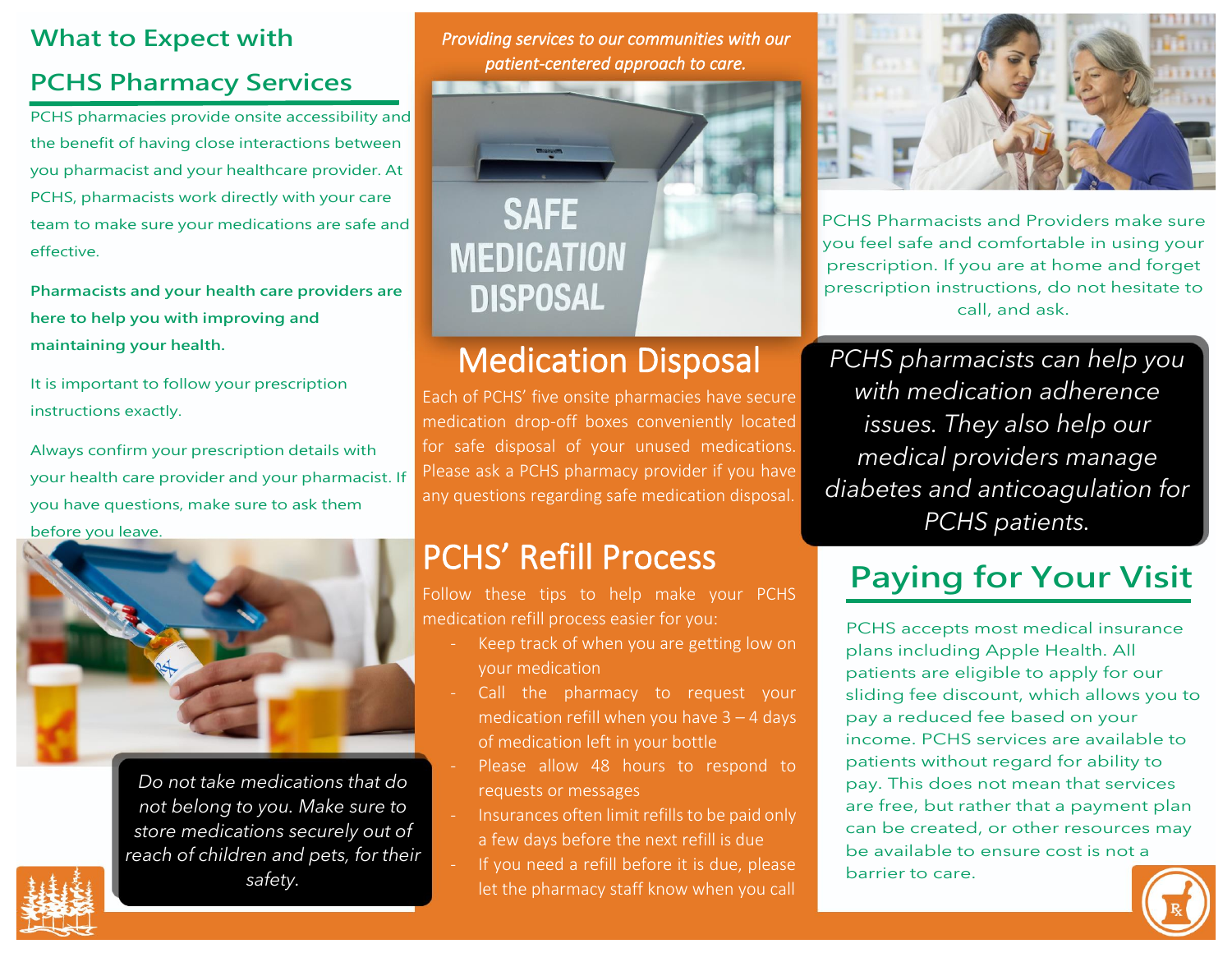## What to Expect with PCHS Pharmacy Services

PCHS pharmacies provide onsite accessibility and the benefit of having close interactions between you pharmacist and your healthcare provider. At PCHS, pharmacists work directly with your care team to make sure your medications are safe and effective.

**Pharmacists and your health care providers are here to help you with improving and maintaining your health.**

It is important to follow your prescription instructions exactly.

Always confirm your prescription details with your health care provider and your pharmacist. If you have questions, make sure to ask them before you leave.

*Do not take medications that do not belong to you. Make sure to store medications securely out of reach of children and pets, for their safety.*

*Providing services to our communities with our patient-centered approach to care.*

SAFE MEDICATION DISPOSAL

## Medication Disposal

Each of PCHS' five onsite pharmacies have secure medication drop-off boxes conveniently located for safe disposal of your unused medications. Please ask a PCHS pharmacy provider if you have any questions regarding safe medication disposal.

## PCHS' Refill Process

Follow these tips to help make your PCHS medication refill process easier for you:

- Keep track of when you are getting low on your medication
- Call the pharmacy to request your medication refill when you have 3 – 4 days of medication left in your bottle
- Please allow 48 hours to respond to requests or messages
- Insurances often limit refills to be paid only a few days before the next refill is due
- If you need a refill before it is due, please let the pharmacy staff know when you call

PCHS Pharmacists and Providers make sure you feel safe and comfortable in using your prescription. If you are at home and forget prescription instructions, do not hesitate to call, and ask.

*PCHS pharmacists can help you with medication adherence issues. They also help our medical providers manage diabetes and anticoagulation for PCHS patients.*

## Paying for Your Visit

PCHS accepts most medical insurance plans including Apple Health. All patients are eligible to apply for our sliding fee discount, which allows you to pay a reduced fee based on your income. PCHS services are available to patients without regard for ability to pay. This does not mean that services are free, but rather that a payment plan can be created, or other resources may be available to ensure cost is not a barrier to care.